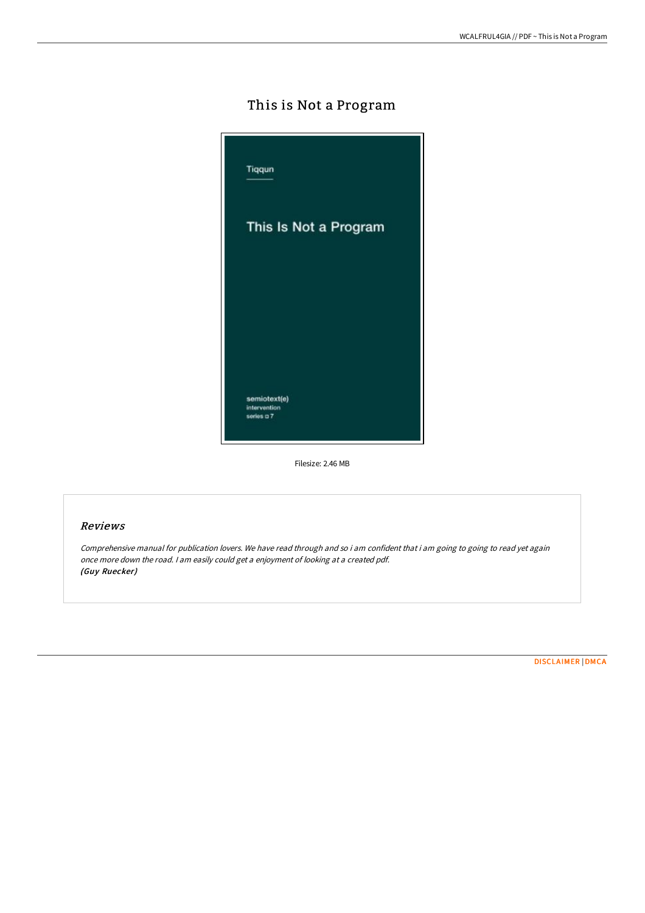# This is Not a Program

Tiqqun

This Is Not a Program

semiotext(e)
intervention
series 7

Filesize: 2.46 MB

## *Reviews*

*Comprehensive manual for publication lovers. We have read through and so i am confident that i am going to going to read yet again once more down the road. I am easily could get a enjoyment of looking at a created pdf.*
***(Guy Ruecker)***

DISCLAIMER | DMCA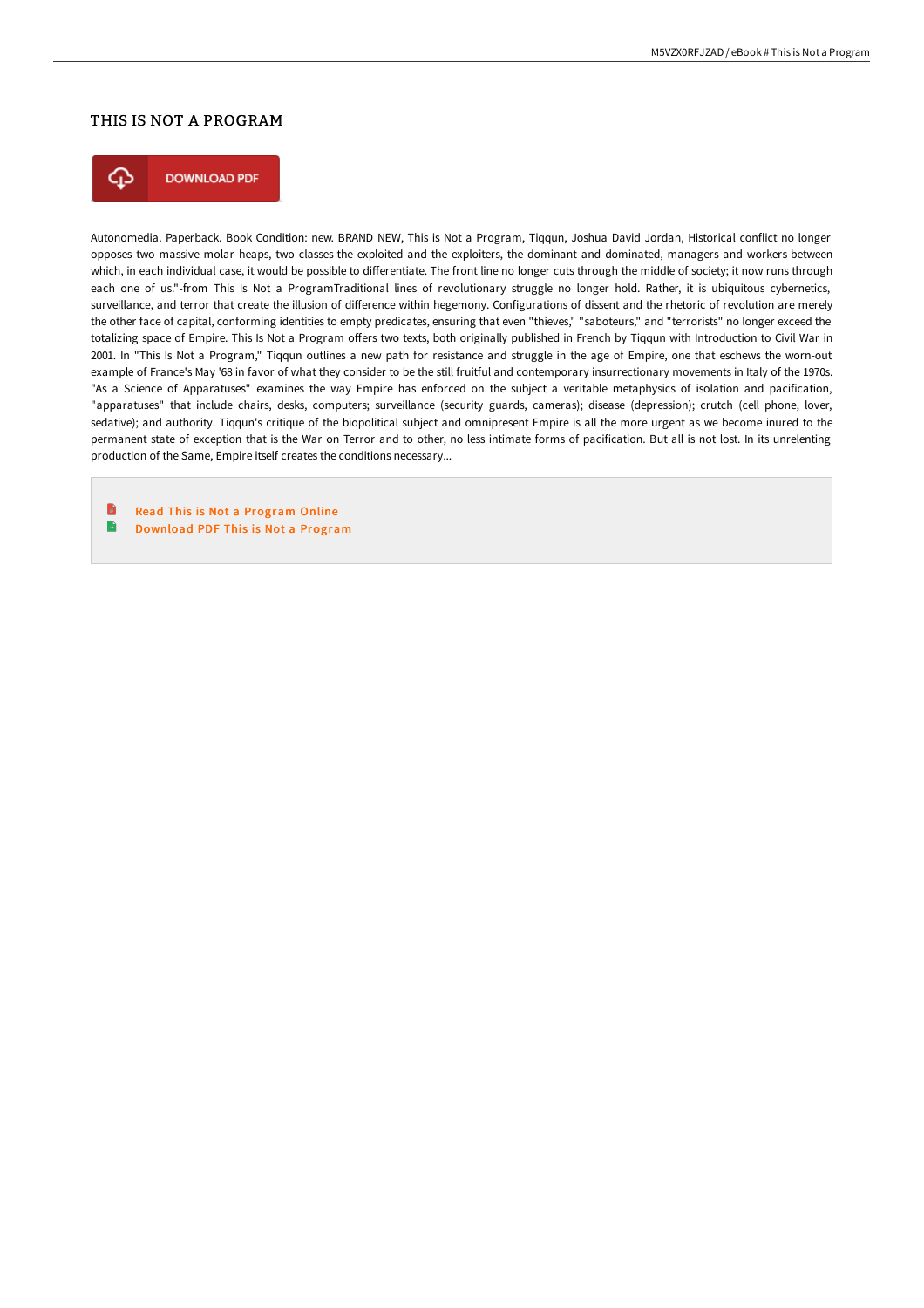# THIS IS NOT A PROGRAM

DOWNLOAD PDF

Autonomedia. Paperback. Book Condition: new. BRAND NEW, This is Not a Program, Tiqqun, Joshua David Jordan, Historical conflict no longer opposes two massive molar heaps, two classes-the exploited and the exploiters, the dominant and dominated, managers and workers-between which, in each individual case, it would be possible to differentiate. The front line no longer cuts through the middle of society; it now runs through each one of us."-from This Is Not a ProgramTraditional lines of revolutionary struggle no longer hold. Rather, it is ubiquitous cybernetics, surveillance, and terror that create the illusion of difference within hegemony. Configurations of dissent and the rhetoric of revolution are merely the other face of capital, conforming identities to empty predicates, ensuring that even "thieves," "saboteurs," and "terrorists" no longer exceed the totalizing space of Empire. This Is Not a Program offers two texts, both originally published in French by Tiqqun with Introduction to Civil War in 2001. In "This Is Not a Program," Tiqqun outlines a new path for resistance and struggle in the age of Empire, one that eschews the worn-out example of France's May '68 in favor of what they consider to be the still fruitful and contemporary insurrectionary movements in Italy of the 1970s. "As a Science of Apparatuses" examines the way Empire has enforced on the subject a veritable metaphysics of isolation and pacification, "apparatuses" that include chairs, desks, computers; surveillance (security guards, cameras); disease (depression); crutch (cell phone, lover, sedative); and authority. Tiqqun's critique of the biopolitical subject and omnipresent Empire is all the more urgent as we become inured to the permanent state of exception that is the War on Terror and to other, no less intimate forms of pacification. But all is not lost. In its unrelenting production of the Same, Empire itself creates the conditions necessary...

- Read This is Not a Program Online
- Download PDF This is Not a Program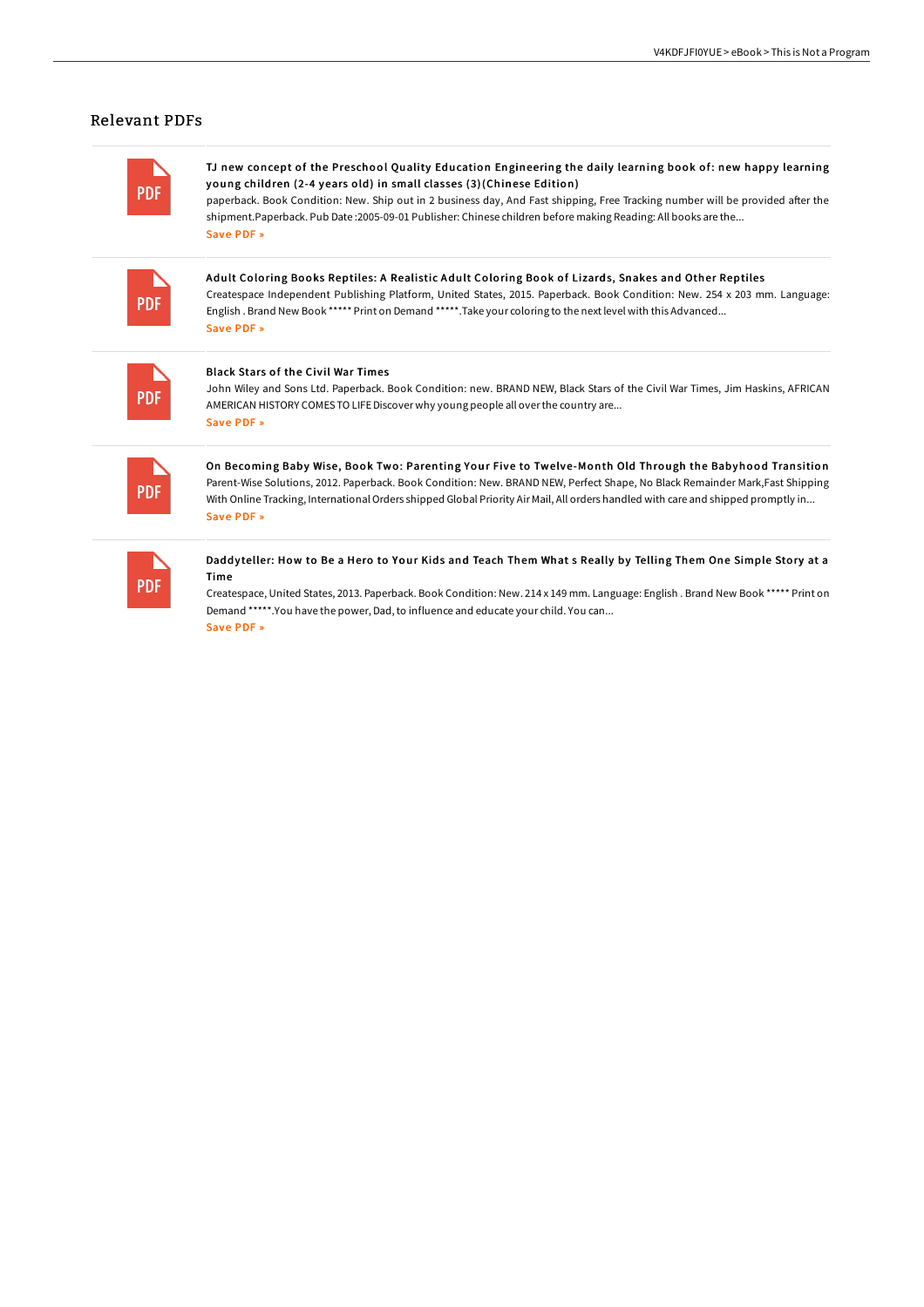## Relevant PDFs

PDF

**TJ new concept of the Preschool Quality Education Engineering the daily learning book of: new happy learning young children (2-4 years old) in small classes (3)(Chinese Edition)**

paperback. Book Condition: New. Ship out in 2 business day, And Fast shipping, Free Tracking number will be provided after the shipment.Paperback. Pub Date :2005-09-01 Publisher: Chinese children before making Reading: All books are the...

Save PDF »

PDF

**Adult Coloring Books Reptiles: A Realistic Adult Coloring Book of Lizards, Snakes and Other Reptiles**

Createspace Independent Publishing Platform, United States, 2015. Paperback. Book Condition: New. 254 x 203 mm. Language: English . Brand New Book ***** Print on Demand *****.Take your coloring to the next level with this Advanced...

Save PDF »

PDF

**Black Stars of the Civil War Times**

John Wiley and Sons Ltd. Paperback. Book Condition: new. BRAND NEW, Black Stars of the Civil War Times, Jim Haskins, AFRICAN AMERICAN HISTORY COMES TO LIFE Discover why young people all over the country are...

Save PDF »

PDF

**On Becoming Baby Wise, Book Two: Parenting Your Five to Twelve-Month Old Through the Babyhood Transition**

Parent-Wise Solutions, 2012. Paperback. Book Condition: New. BRAND NEW, Perfect Shape, No Black Remainder Mark,Fast Shipping With Online Tracking, International Orders shipped Global Priority Air Mail, All orders handled with care and shipped promptly in...

Save PDF »

PDF

**Daddyteller: How to Be a Hero to Your Kids and Teach Them What s Really by Telling Them One Simple Story at a Time**

Createspace, United States, 2013. Paperback. Book Condition: New. 214 x 149 mm. Language: English . Brand New Book ***** Print on Demand *****.You have the power, Dad, to influence and educate your child. You can...

Save PDF »